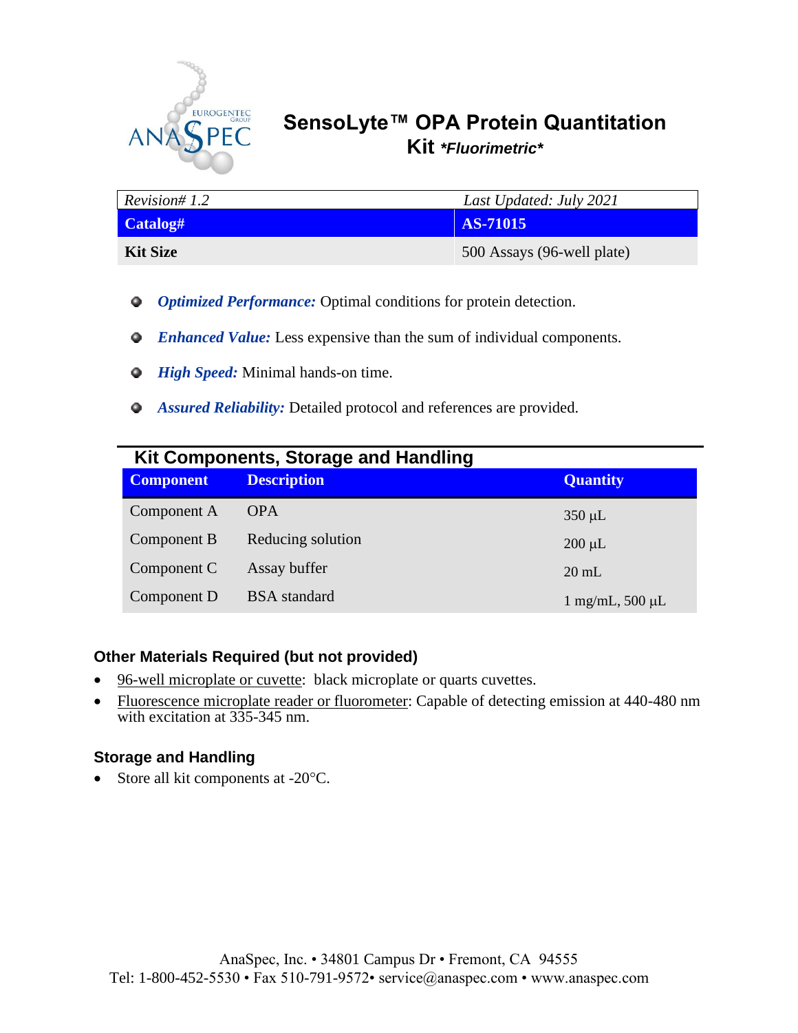# SensoLyte™ OPA Protein Quantitation Kit *\*Fluorimetric\**

| *Revision# 1.2* | *Last Updated: July 2021* |
|---|---|
| **Catalog#** | **AS-71015** |
| **Kit Size** | 500 Assays (96-well plate) |

- ***Optimized Performance:*** Optimal conditions for protein detection.
- ***Enhanced Value:*** Less expensive than the sum of individual components.
- ***High Speed:*** Minimal hands-on time.
- ***Assured Reliability:*** Detailed protocol and references are provided.

## Kit Components, Storage and Handling

| Component | Description | Quantity |
|---|---|---|
| Component A | OPA | 350 µL |
| Component B | Reducing solution | 200 µL |
| Component C | Assay buffer | 20 mL |
| Component D | BSA standard | 1 mg/mL, 500 µL |

### Other Materials Required (but not provided)

- 96-well microplate or cuvette: black microplate or quarts cuvettes.
- Fluorescence microplate reader or fluorometer: Capable of detecting emission at 440-480 nm with excitation at 335-345 nm.

### Storage and Handling

- Store all kit components at -20°C.

AnaSpec, Inc. • 34801 Campus Dr • Fremont, CA 94555
Tel: 1-800-452-5530 • Fax 510-791-9572• service@anaspec.com • www.anaspec.com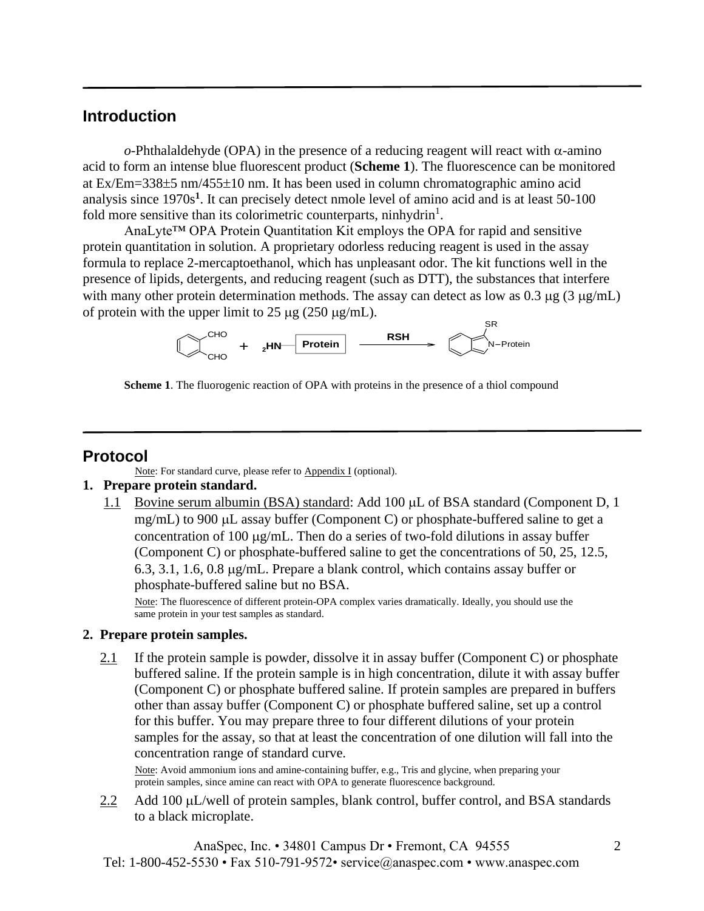## Introduction

*o*-Phthalaldehyde (OPA) in the presence of a reducing reagent will react with α-amino acid to form an intense blue fluorescent product (**Scheme 1**). The fluorescence can be monitored at Ex/Em=338±5 nm/455±10 nm. It has been used in column chromatographic amino acid analysis since 1970s[1]. It can precisely detect nmole level of amino acid and is at least 50-100 fold more sensitive than its colorimetric counterparts, ninhydrin[1].

AnaLyte™ OPA Protein Quantitation Kit employs the OPA for rapid and sensitive protein quantitation in solution. A proprietary odorless reducing reagent is used in the assay formula to replace 2-mercaptoethanol, which has unpleasant odor. The kit functions well in the presence of lipids, detergents, and reducing reagent (such as DTT), the substances that interfere with many other protein determination methods. The assay can detect as low as 0.3 μg (3 μg/mL) of protein with the upper limit to 25 μg (250 μg/mL).

**Scheme 1**. The fluorogenic reaction of OPA with proteins in the presence of a thiol compound

## Protocol

Note: For standard curve, please refer to Appendix I (optional).

1. **Prepare protein standard.**

   1.1 Bovine serum albumin (BSA) standard: Add 100 μL of BSA standard (Component D, 1 mg/mL) to 900 μL assay buffer (Component C) or phosphate-buffered saline to get a concentration of 100 μg/mL. Then do a series of two-fold dilutions in assay buffer (Component C) or phosphate-buffered saline to get the concentrations of 50, 25, 12.5, 6.3, 3.1, 1.6, 0.8 μg/mL. Prepare a blank control, which contains assay buffer or phosphate-buffered saline but no BSA.

   Note: The fluorescence of different protein-OPA complex varies dramatically. Ideally, you should use the same protein in your test samples as standard.

2. **Prepare protein samples.**

   2.1 If the protein sample is powder, dissolve it in assay buffer (Component C) or phosphate buffered saline. If the protein sample is in high concentration, dilute it with assay buffer (Component C) or phosphate buffered saline. If protein samples are prepared in buffers other than assay buffer (Component C) or phosphate buffered saline, set up a control for this buffer. You may prepare three to four different dilutions of your protein samples for the assay, so that at least the concentration of one dilution will fall into the concentration range of standard curve.

   Note: Avoid ammonium ions and amine-containing buffer, e.g., Tris and glycine, when preparing your protein samples, since amine can react with OPA to generate fluorescence background.

   2.2 Add 100 μL/well of protein samples, blank control, buffer control, and BSA standards to a black microplate.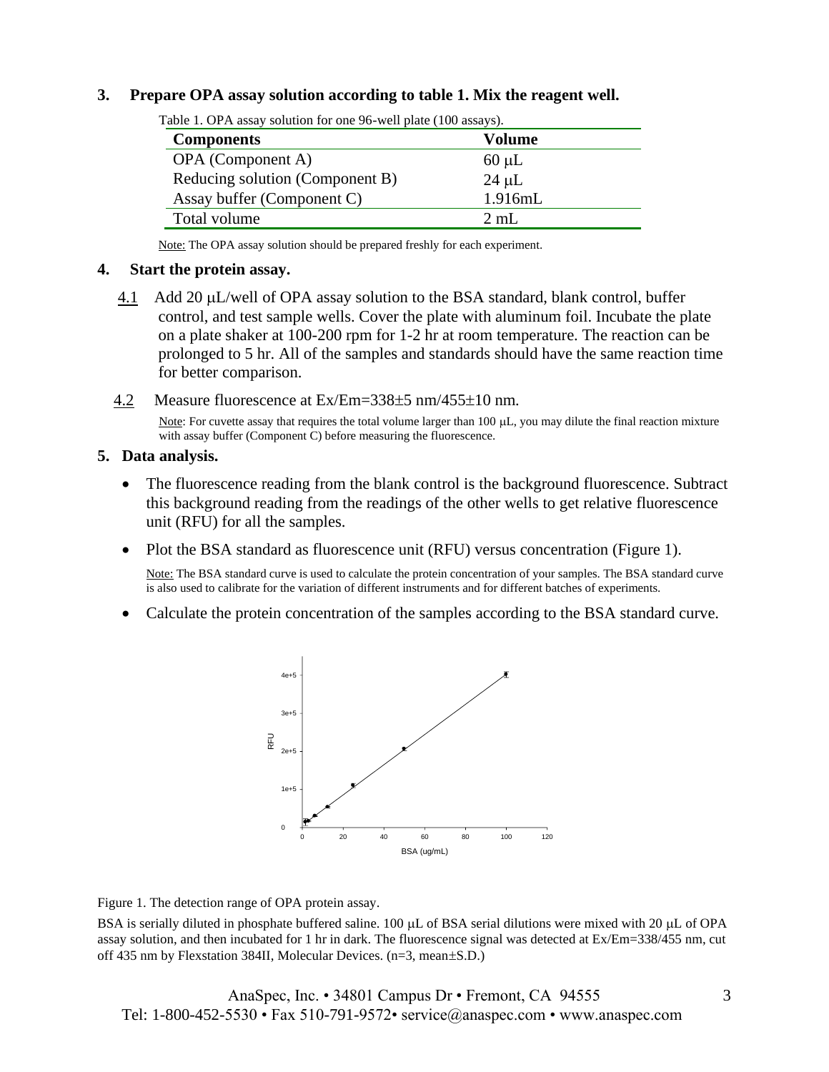3. **Prepare OPA assay solution according to table 1. Mix the reagent well.**

Table 1. OPA assay solution for one 96-well plate (100 assays).

| Components | Volume |
|---|---|
| OPA (Component A) | 60 μL |
| Reducing solution (Component B) | 24 μL |
| Assay buffer (Component C) | 1.916mL |
| Total volume | 2 mL |

Note: The OPA assay solution should be prepared freshly for each experiment.

4. **Start the protein assay.**

4.1 Add 20 μL/well of OPA assay solution to the BSA standard, blank control, buffer control, and test sample wells. Cover the plate with aluminum foil. Incubate the plate on a plate shaker at 100-200 rpm for 1-2 hr at room temperature. The reaction can be prolonged to 5 hr. All of the samples and standards should have the same reaction time for better comparison.

4.2 Measure fluorescence at Ex/Em=338±5 nm/455±10 nm.

Note: For cuvette assay that requires the total volume larger than 100 μL, you may dilute the final reaction mixture with assay buffer (Component C) before measuring the fluorescence.

5. **Data analysis.**

- The fluorescence reading from the blank control is the background fluorescence. Subtract this background reading from the readings of the other wells to get relative fluorescence unit (RFU) for all the samples.
- Plot the BSA standard as fluorescence unit (RFU) versus concentration (Figure 1).

  Note: The BSA standard curve is used to calculate the protein concentration of your samples. The BSA standard curve is also used to calibrate for the variation of different instruments and for different batches of experiments.

- Calculate the protein concentration of the samples according to the BSA standard curve.

Figure 1. The detection range of OPA protein assay.

BSA is serially diluted in phosphate buffered saline. 100 μL of BSA serial dilutions were mixed with 20 μL of OPA assay solution, and then incubated for 1 hr in dark. The fluorescence signal was detected at Ex/Em=338/455 nm, cut off 435 nm by Flexstation 384II, Molecular Devices. (n=3, mean±S.D.)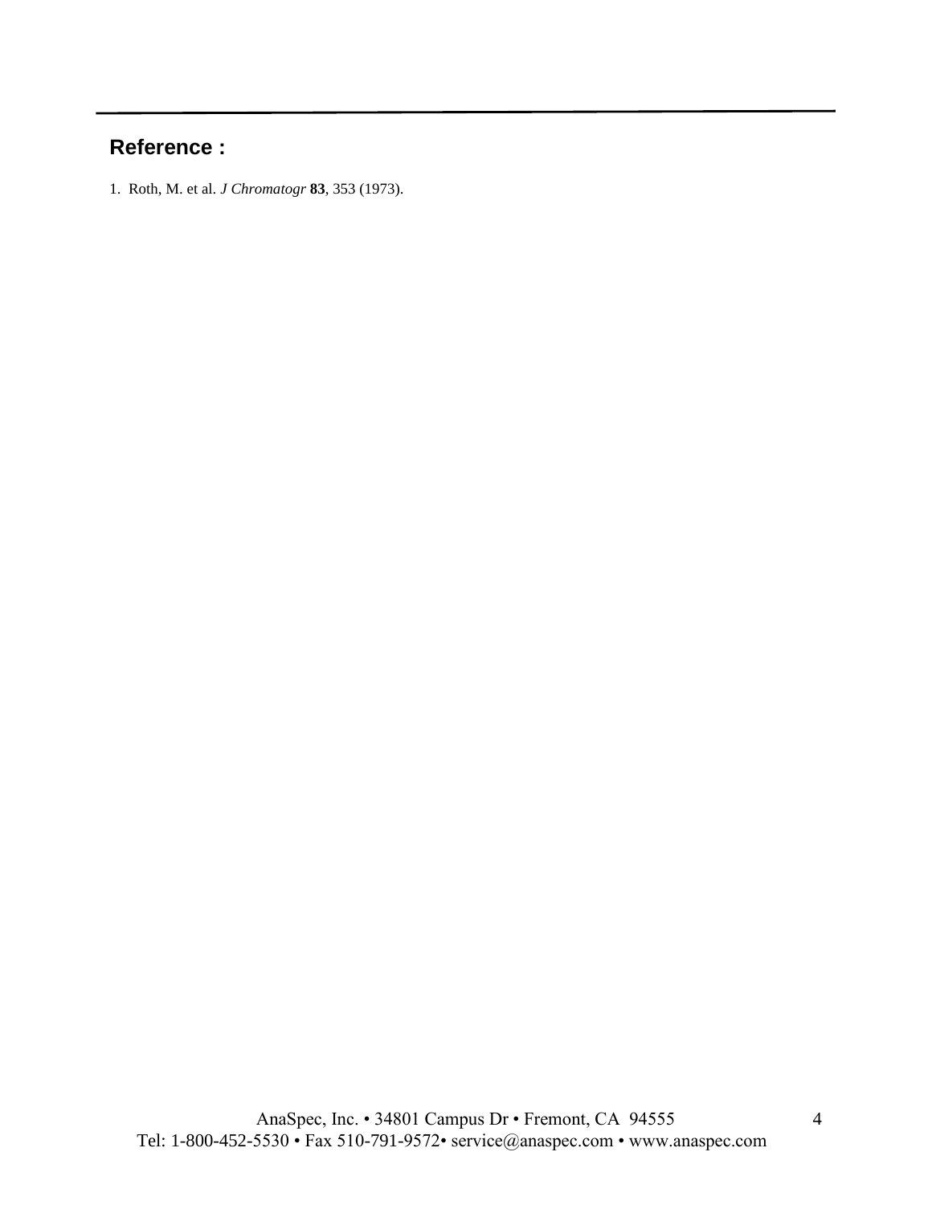## Reference :

1. Roth, M. et al. *J Chromatogr* **83**, 353 (1973).